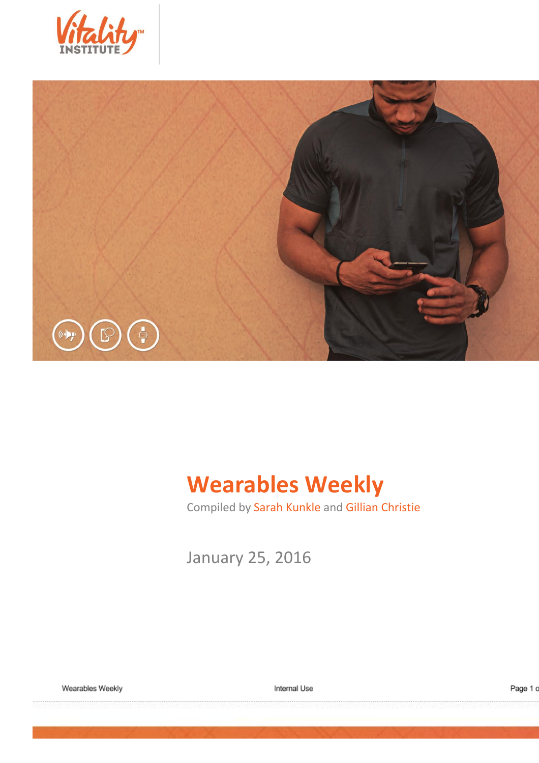Vitality™ INSTITUTE

# Wearables Weekly

Compiled by Sarah Kunkle and Gillian Christie

January 25, 2016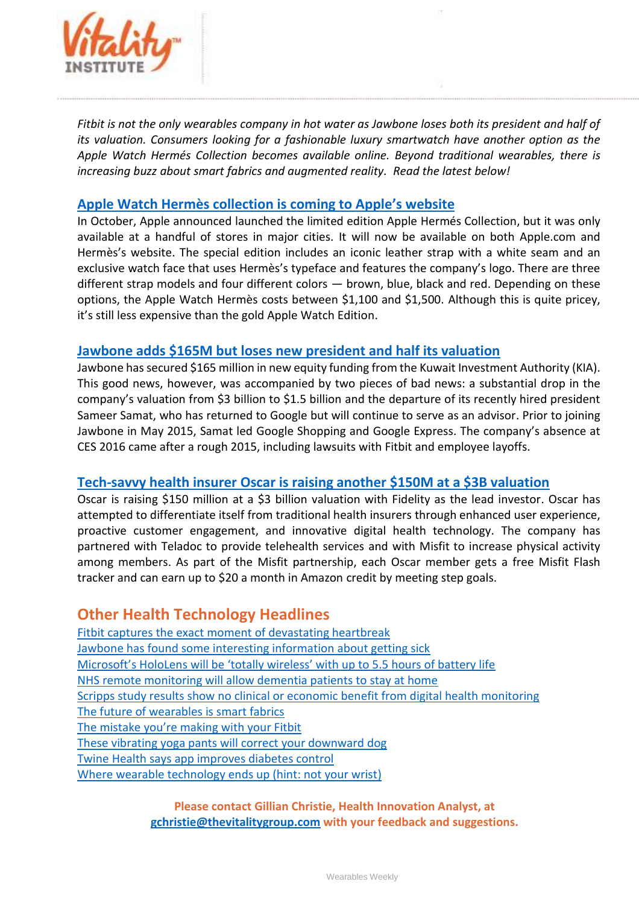*Fitbit is not the only wearables company in hot water as Jawbone loses both its president and half of its valuation. Consumers looking for a fashionable luxury smartwatch have another option as the Apple Watch Hermés Collection becomes available online. Beyond traditional wearables, there is increasing buzz about smart fabrics and augmented reality. Read the latest below!*

## Apple Watch Hermès collection is coming to Apple's website

In October, Apple announced launched the limited edition Apple Hermés Collection, but it was only available at a handful of stores in major cities. It will now be available on both Apple.com and Hermès's website. The special edition includes an iconic leather strap with a white seam and an exclusive watch face that uses Hermès's typeface and features the company's logo. There are three different strap models and four different colors — brown, blue, black and red. Depending on these options, the Apple Watch Hermès costs between $1,100 and $1,500. Although this is quite pricey, it's still less expensive than the gold Apple Watch Edition.

## Jawbone adds $165M but loses new president and half its valuation

Jawbone has secured $165 million in new equity funding from the Kuwait Investment Authority (KIA). This good news, however, was accompanied by two pieces of bad news: a substantial drop in the company's valuation from $3 billion to $1.5 billion and the departure of its recently hired president Sameer Samat, who has returned to Google but will continue to serve as an advisor. Prior to joining Jawbone in May 2015, Samat led Google Shopping and Google Express. The company's absence at CES 2016 came after a rough 2015, including lawsuits with Fitbit and employee layoffs.

## Tech-savvy health insurer Oscar is raising another $150M at a $3B valuation

Oscar is raising $150 million at a $3 billion valuation with Fidelity as the lead investor. Oscar has attempted to differentiate itself from traditional health insurers through enhanced user experience, proactive customer engagement, and innovative digital health technology. The company has partnered with Teladoc to provide telehealth services and with Misfit to increase physical activity among members. As part of the Misfit partnership, each Oscar member gets a free Misfit Flash tracker and can earn up to $20 a month in Amazon credit by meeting step goals.

## Other Health Technology Headlines

Fitbit captures the exact moment of devastating heartbreak
Jawbone has found some interesting information about getting sick
Microsoft's HoloLens will be 'totally wireless' with up to 5.5 hours of battery life
NHS remote monitoring will allow dementia patients to stay at home
Scripps study results show no clinical or economic benefit from digital health monitoring
The future of wearables is smart fabrics
The mistake you're making with your Fitbit
These vibrating yoga pants will correct your downward dog
Twine Health says app improves diabetes control
Where wearable technology ends up (hint: not your wrist)

**Please contact Gillian Christie, Health Innovation Analyst, at gchristie@thevitalitygroup.com with your feedback and suggestions.**